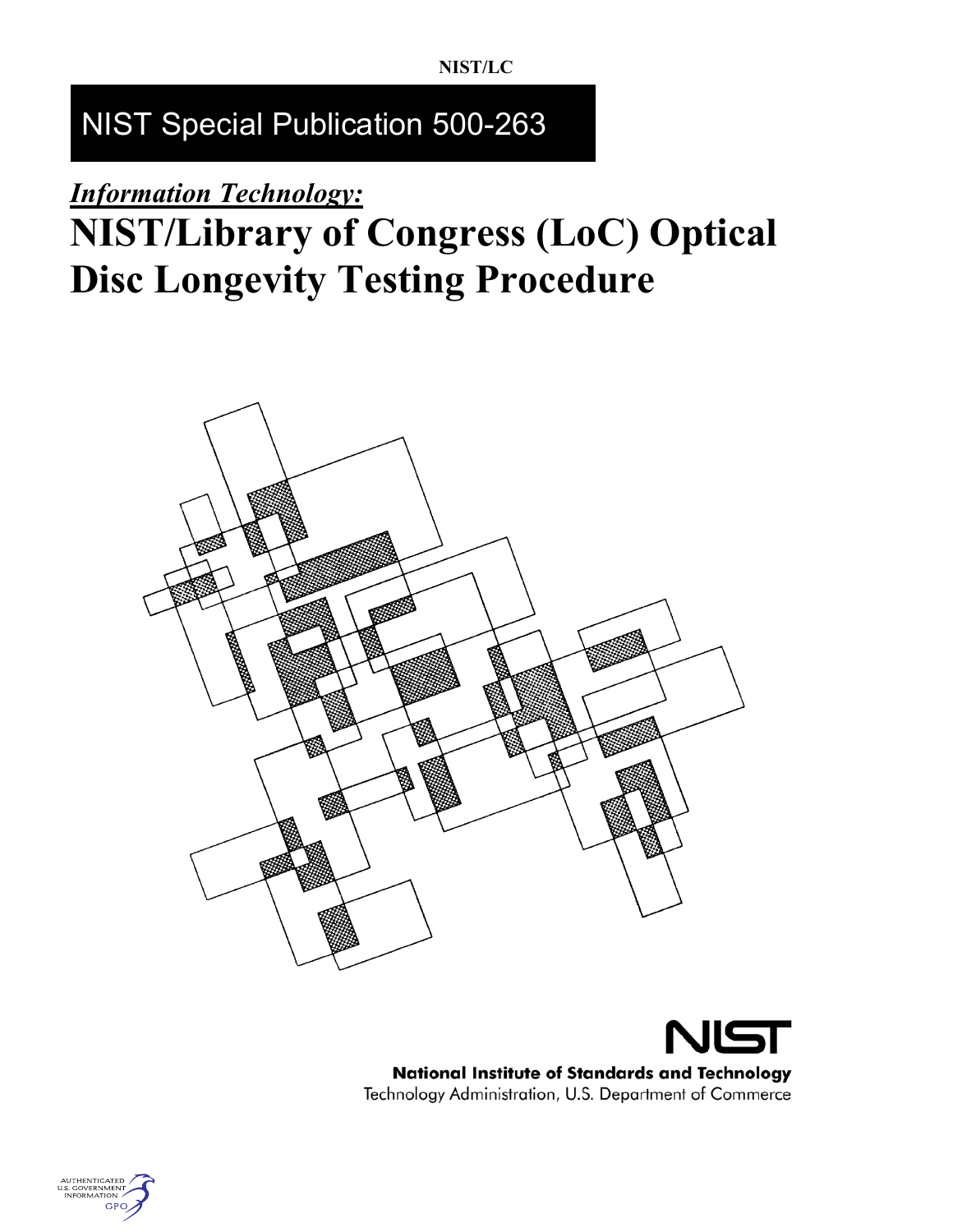NIST/LC

# NIST Special Publication 500-263

***Information Technology:***

# NIST/Library of Congress (LoC) Optical Disc Longevity Testing Procedure

**National Institute of Standards and Technology**
Technology Administration, U.S. Department of Commerce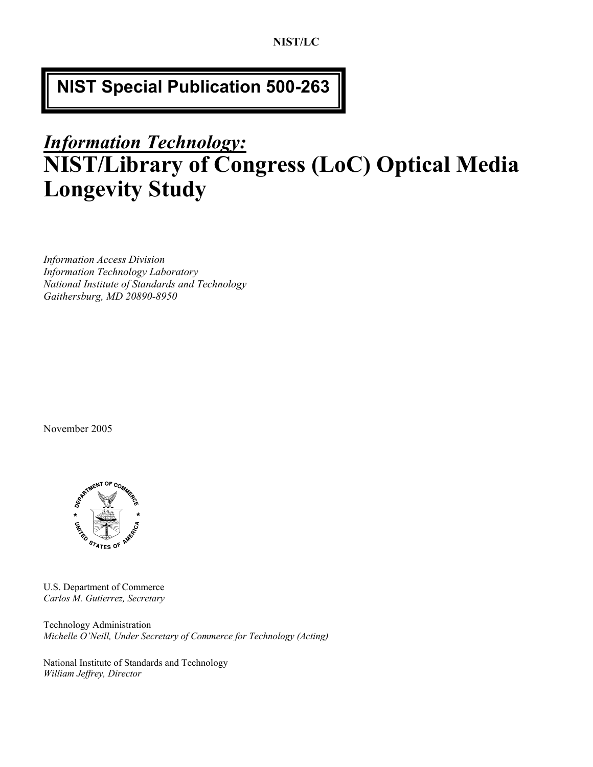NIST/LC

**NIST Special Publication 500-263**

# *Information Technology:* NIST/Library of Congress (LoC) Optical Media Longevity Study

*Information Access Division*
*Information Technology Laboratory*
*National Institute of Standards and Technology*
*Gaithersburg, MD 20890-8950*

November 2005

U.S. Department of Commerce
*Carlos M. Gutierrez, Secretary*

Technology Administration
*Michelle O'Neill, Under Secretary of Commerce for Technology (Acting)*

National Institute of Standards and Technology
*William Jeffrey, Director*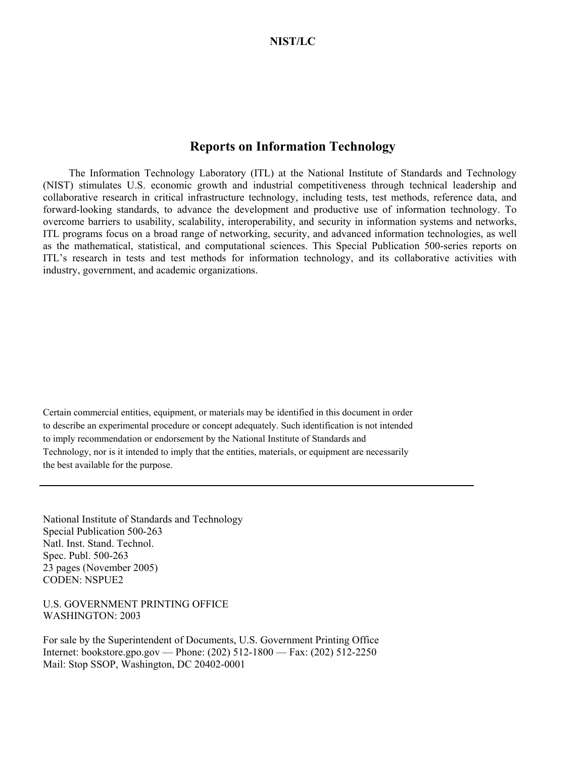**NIST/LC**

# Reports on Information Technology

The Information Technology Laboratory (ITL) at the National Institute of Standards and Technology (NIST) stimulates U.S. economic growth and industrial competitiveness through technical leadership and collaborative research in critical infrastructure technology, including tests, test methods, reference data, and forward-looking standards, to advance the development and productive use of information technology. To overcome barriers to usability, scalability, interoperability, and security in information systems and networks, ITL programs focus on a broad range of networking, security, and advanced information technologies, as well as the mathematical, statistical, and computational sciences. This Special Publication 500-series reports on ITL's research in tests and test methods for information technology, and its collaborative activities with industry, government, and academic organizations.

Certain commercial entities, equipment, or materials may be identified in this document in order to describe an experimental procedure or concept adequately. Such identification is not intended to imply recommendation or endorsement by the National Institute of Standards and Technology, nor is it intended to imply that the entities, materials, or equipment are necessarily the best available for the purpose.

---

National Institute of Standards and Technology
Special Publication 500-263
Natl. Inst. Stand. Technol.
Spec. Publ. 500-263
23 pages (November 2005)
CODEN: NSPUE2

U.S. GOVERNMENT PRINTING OFFICE
WASHINGTON: 2003

For sale by the Superintendent of Documents, U.S. Government Printing Office
Internet: bookstore.gpo.gov — Phone: (202) 512-1800 — Fax: (202) 512-2250
Mail: Stop SSOP, Washington, DC 20402-0001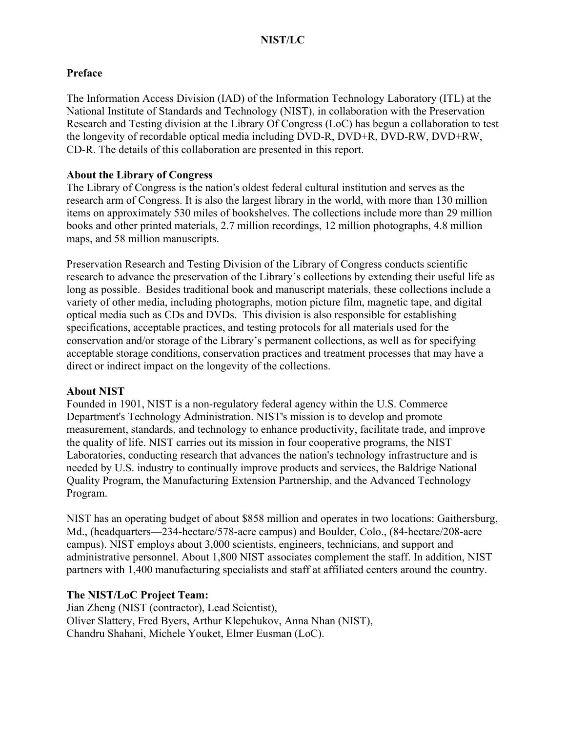**NIST/LC**

## Preface

The Information Access Division (IAD) of the Information Technology Laboratory (ITL) at the National Institute of Standards and Technology (NIST), in collaboration with the Preservation Research and Testing division at the Library Of Congress (LoC) has begun a collaboration to test the longevity of recordable optical media including DVD-R, DVD+R, DVD-RW, DVD+RW, CD-R. The details of this collaboration are presented in this report.

### About the Library of Congress

The Library of Congress is the nation's oldest federal cultural institution and serves as the research arm of Congress. It is also the largest library in the world, with more than 130 million items on approximately 530 miles of bookshelves. The collections include more than 29 million books and other printed materials, 2.7 million recordings, 12 million photographs, 4.8 million maps, and 58 million manuscripts.

Preservation Research and Testing Division of the Library of Congress conducts scientific research to advance the preservation of the Library's collections by extending their useful life as long as possible. Besides traditional book and manuscript materials, these collections include a variety of other media, including photographs, motion picture film, magnetic tape, and digital optical media such as CDs and DVDs. This division is also responsible for establishing specifications, acceptable practices, and testing protocols for all materials used for the conservation and/or storage of the Library's permanent collections, as well as for specifying acceptable storage conditions, conservation practices and treatment processes that may have a direct or indirect impact on the longevity of the collections.

### About NIST

Founded in 1901, NIST is a non-regulatory federal agency within the U.S. Commerce Department's Technology Administration. NIST's mission is to develop and promote measurement, standards, and technology to enhance productivity, facilitate trade, and improve the quality of life. NIST carries out its mission in four cooperative programs, the NIST Laboratories, conducting research that advances the nation's technology infrastructure and is needed by U.S. industry to continually improve products and services, the Baldrige National Quality Program, the Manufacturing Extension Partnership, and the Advanced Technology Program.

NIST has an operating budget of about $858 million and operates in two locations: Gaithersburg, Md., (headquarters—234-hectare/578-acre campus) and Boulder, Colo., (84-hectare/208-acre campus). NIST employs about 3,000 scientists, engineers, technicians, and support and administrative personnel. About 1,800 NIST associates complement the staff. In addition, NIST partners with 1,400 manufacturing specialists and staff at affiliated centers around the country.

### The NIST/LoC Project Team:

Jian Zheng (NIST (contractor), Lead Scientist),
Oliver Slattery, Fred Byers, Arthur Klepchukov, Anna Nhan (NIST),
Chandru Shahani, Michele Youket, Elmer Eusman (LoC).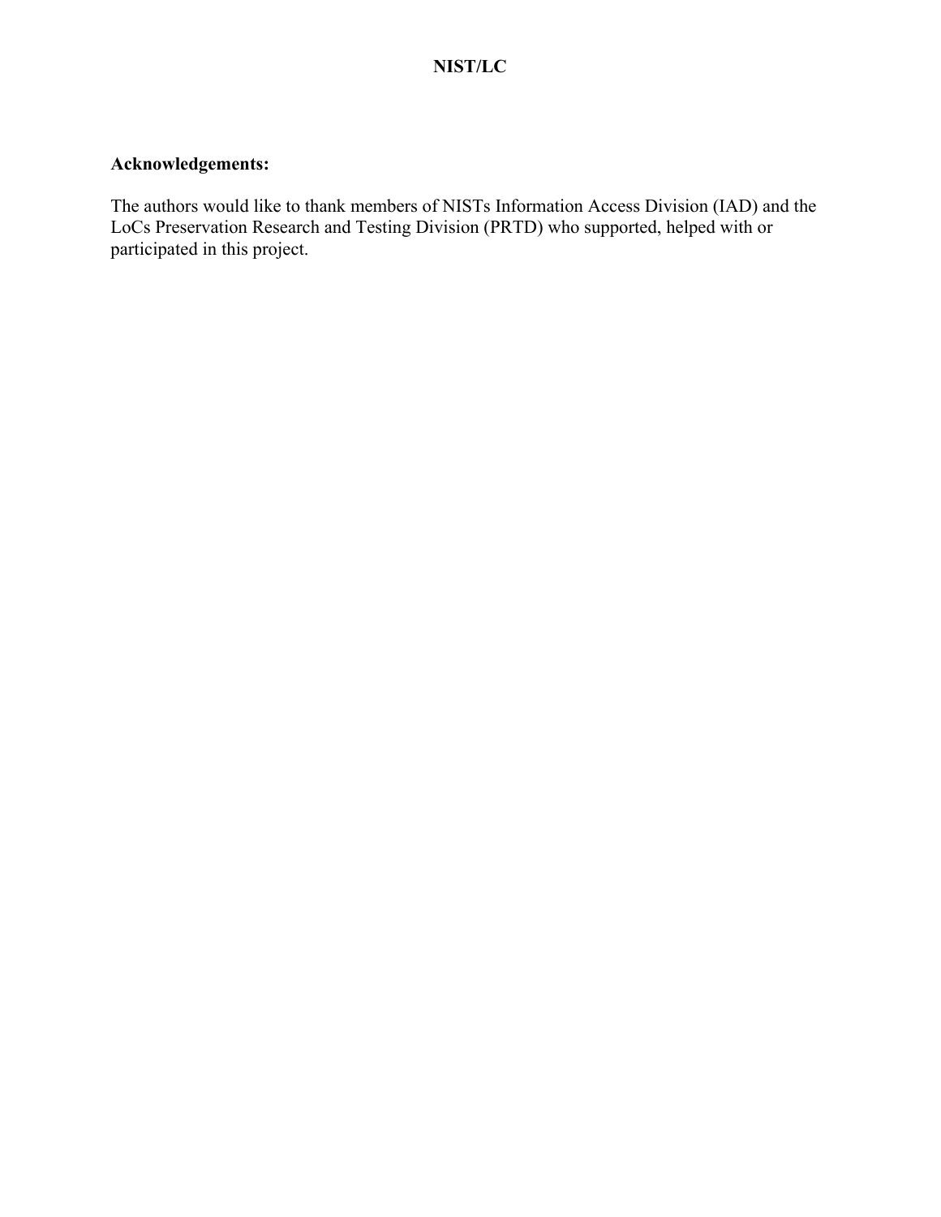**Acknowledgements:**

The authors would like to thank members of NISTs Information Access Division (IAD) and the LoCs Preservation Research and Testing Division (PRTD) who supported, helped with or participated in this project.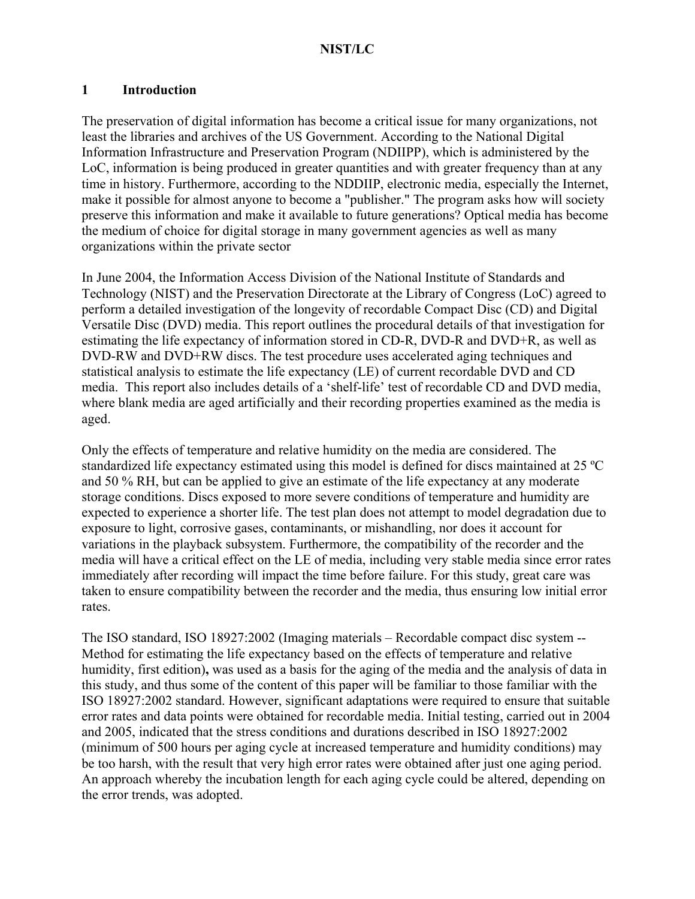## 1 Introduction

The preservation of digital information has become a critical issue for many organizations, not least the libraries and archives of the US Government. According to the National Digital Information Infrastructure and Preservation Program (NDIIPP), which is administered by the LoC, information is being produced in greater quantities and with greater frequency than at any time in history. Furthermore, according to the NDDIIP, electronic media, especially the Internet, make it possible for almost anyone to become a "publisher." The program asks how will society preserve this information and make it available to future generations? Optical media has become the medium of choice for digital storage in many government agencies as well as many organizations within the private sector

In June 2004, the Information Access Division of the National Institute of Standards and Technology (NIST) and the Preservation Directorate at the Library of Congress (LoC) agreed to perform a detailed investigation of the longevity of recordable Compact Disc (CD) and Digital Versatile Disc (DVD) media. This report outlines the procedural details of that investigation for estimating the life expectancy of information stored in CD-R, DVD-R and DVD+R, as well as DVD-RW and DVD+RW discs. The test procedure uses accelerated aging techniques and statistical analysis to estimate the life expectancy (LE) of current recordable DVD and CD media. This report also includes details of a 'shelf-life' test of recordable CD and DVD media, where blank media are aged artificially and their recording properties examined as the media is aged.

Only the effects of temperature and relative humidity on the media are considered. The standardized life expectancy estimated using this model is defined for discs maintained at 25 ºC and 50 % RH, but can be applied to give an estimate of the life expectancy at any moderate storage conditions. Discs exposed to more severe conditions of temperature and humidity are expected to experience a shorter life. The test plan does not attempt to model degradation due to exposure to light, corrosive gases, contaminants, or mishandling, nor does it account for variations in the playback subsystem. Furthermore, the compatibility of the recorder and the media will have a critical effect on the LE of media, including very stable media since error rates immediately after recording will impact the time before failure. For this study, great care was taken to ensure compatibility between the recorder and the media, thus ensuring low initial error rates.

The ISO standard, ISO 18927:2002 (Imaging materials – Recordable compact disc system -- Method for estimating the life expectancy based on the effects of temperature and relative humidity, first edition)**,** was used as a basis for the aging of the media and the analysis of data in this study, and thus some of the content of this paper will be familiar to those familiar with the ISO 18927:2002 standard. However, significant adaptations were required to ensure that suitable error rates and data points were obtained for recordable media. Initial testing, carried out in 2004 and 2005, indicated that the stress conditions and durations described in ISO 18927:2002 (minimum of 500 hours per aging cycle at increased temperature and humidity conditions) may be too harsh, with the result that very high error rates were obtained after just one aging period. An approach whereby the incubation length for each aging cycle could be altered, depending on the error trends, was adopted.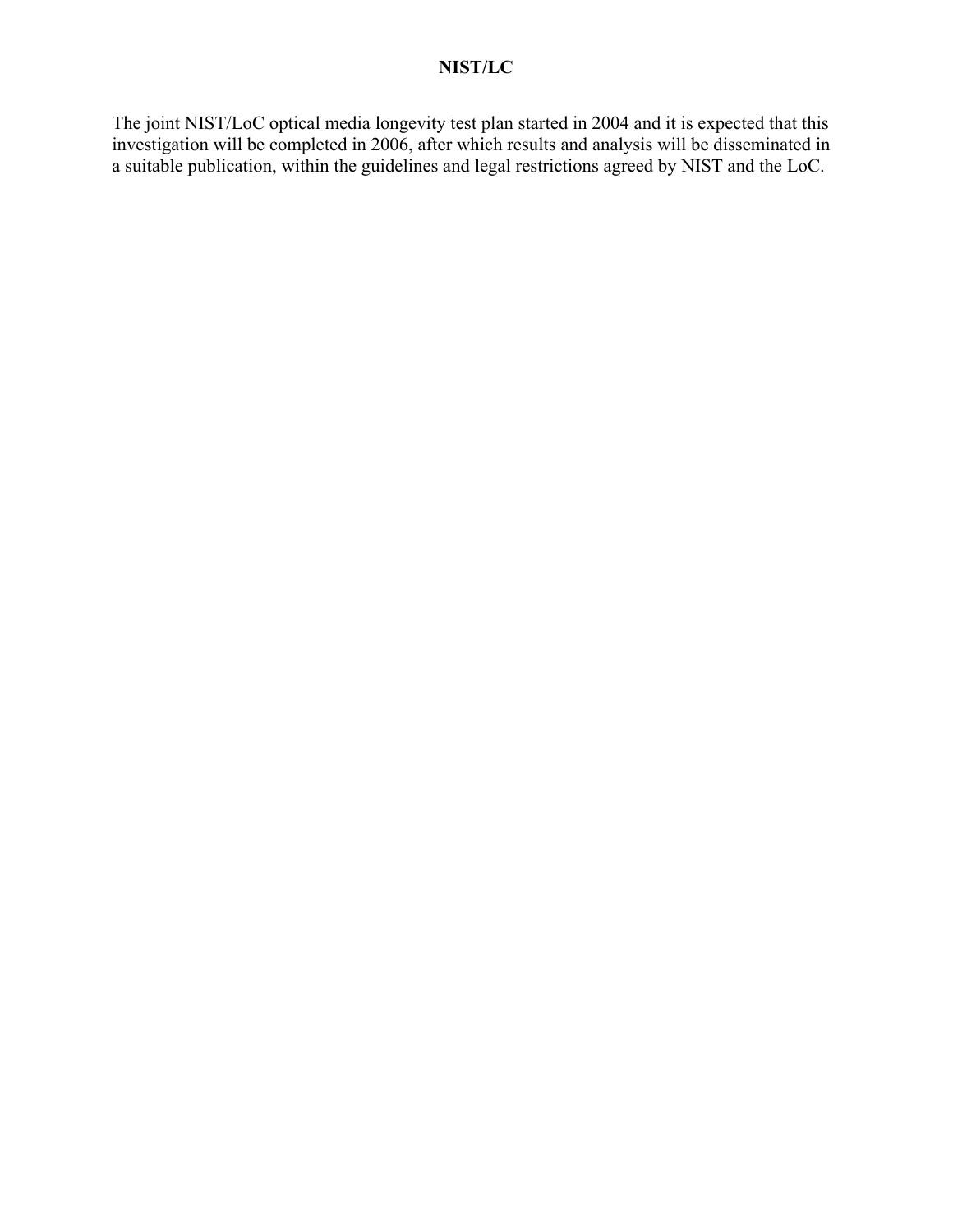**NIST/LC**

The joint NIST/LoC optical media longevity test plan started in 2004 and it is expected that this investigation will be completed in 2006, after which results and analysis will be disseminated in a suitable publication, within the guidelines and legal restrictions agreed by NIST and the LoC.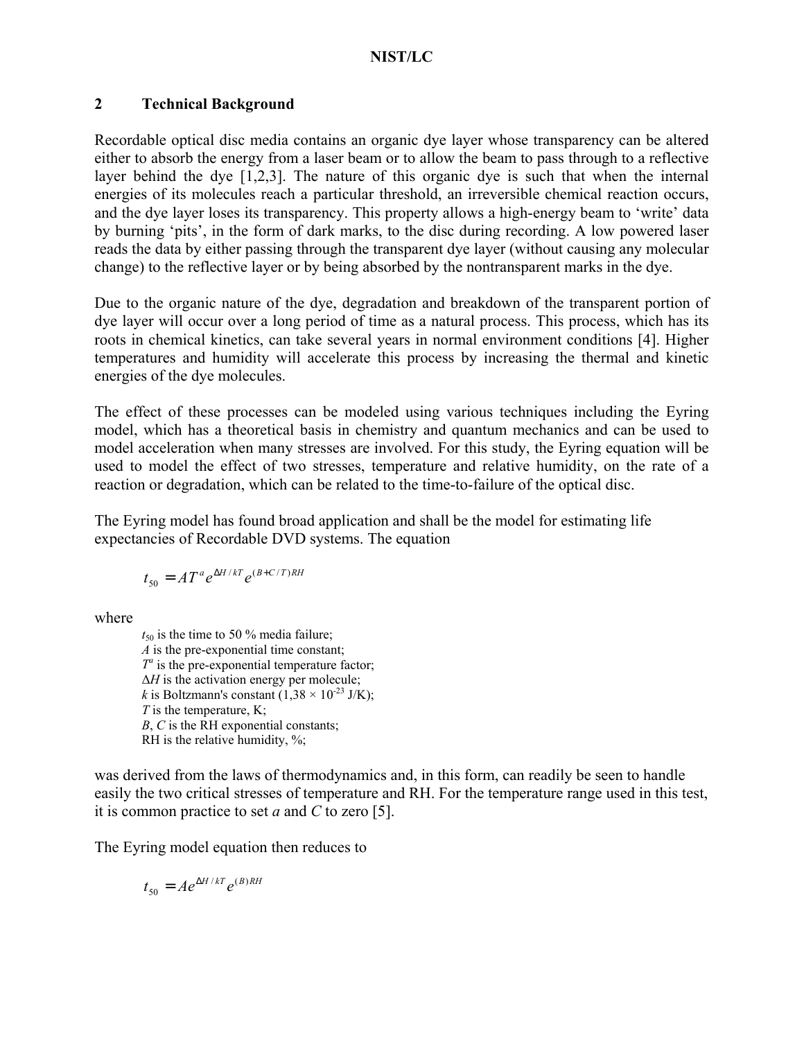## 2 Technical Background

Recordable optical disc media contains an organic dye layer whose transparency can be altered either to absorb the energy from a laser beam or to allow the beam to pass through to a reflective layer behind the dye [1,2,3]. The nature of this organic dye is such that when the internal energies of its molecules reach a particular threshold, an irreversible chemical reaction occurs, and the dye layer loses its transparency. This property allows a high-energy beam to 'write' data by burning 'pits', in the form of dark marks, to the disc during recording. A low powered laser reads the data by either passing through the transparent dye layer (without causing any molecular change) to the reflective layer or by being absorbed by the nontransparent marks in the dye.

Due to the organic nature of the dye, degradation and breakdown of the transparent portion of dye layer will occur over a long period of time as a natural process. This process, which has its roots in chemical kinetics, can take several years in normal environment conditions [4]. Higher temperatures and humidity will accelerate this process by increasing the thermal and kinetic energies of the dye molecules.

The effect of these processes can be modeled using various techniques including the Eyring model, which has a theoretical basis in chemistry and quantum mechanics and can be used to model acceleration when many stresses are involved. For this study, the Eyring equation will be used to model the effect of two stresses, temperature and relative humidity, on the rate of a reaction or degradation, which can be related to the time-to-failure of the optical disc.

The Eyring model has found broad application and shall be the model for estimating life expectancies of Recordable DVD systems. The equation

$$t_{50} = AT^{a}e^{\Delta H/kT}e^{(B+C/T)RH}$$

where

$t_{50}$ is the time to 50 % media failure;  
$A$ is the pre-exponential time constant;  
$T^{a}$ is the pre-exponential temperature factor;  
$\Delta H$ is the activation energy per molecule;  
$k$ is Boltzmann's constant ($1,38 \times 10^{-23}$ J/K);  
$T$ is the temperature, K;  
$B$, $C$ is the RH exponential constants;  
RH is the relative humidity, %;

was derived from the laws of thermodynamics and, in this form, can readily be seen to handle easily the two critical stresses of temperature and RH. For the temperature range used in this test, it is common practice to set $a$ and $C$ to zero [5].

The Eyring model equation then reduces to

$$t_{50} = Ae^{\Delta H/kT}e^{(B)RH}$$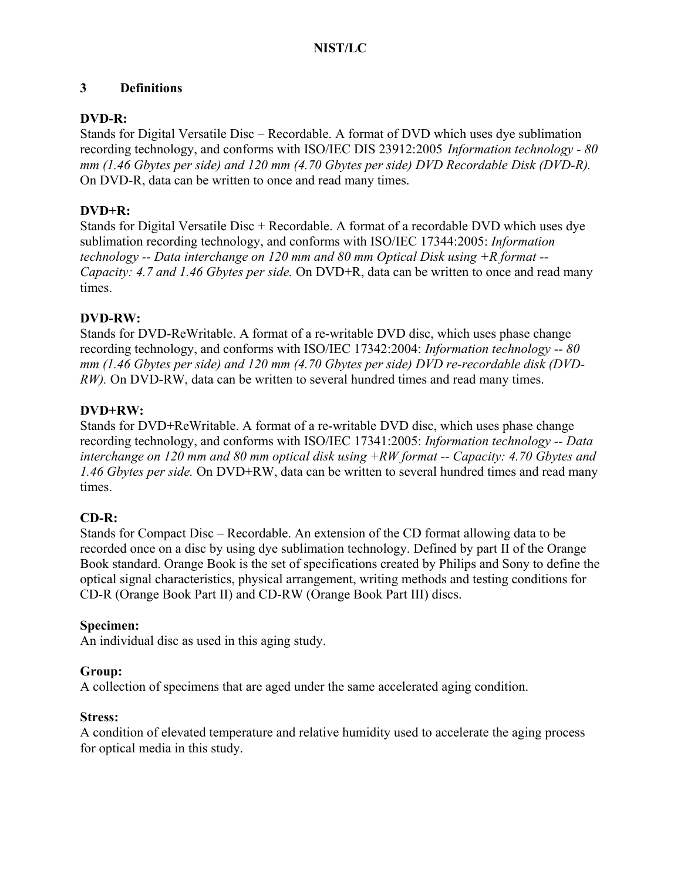# 3 Definitions

**DVD-R:**
Stands for Digital Versatile Disc – Recordable. A format of DVD which uses dye sublimation recording technology, and conforms with ISO/IEC DIS 23912:2005 *Information technology - 80 mm (1.46 Gbytes per side) and 120 mm (4.70 Gbytes per side) DVD Recordable Disk (DVD-R).* On DVD-R, data can be written to once and read many times.

**DVD+R:**
Stands for Digital Versatile Disc + Recordable. A format of a recordable DVD which uses dye sublimation recording technology, and conforms with ISO/IEC 17344:2005: *Information technology -- Data interchange on 120 mm and 80 mm Optical Disk using +R format -- Capacity: 4.7 and 1.46 Gbytes per side.* On DVD+R, data can be written to once and read many times.

**DVD-RW:**
Stands for DVD-ReWritable. A format of a re-writable DVD disc, which uses phase change recording technology, and conforms with ISO/IEC 17342:2004: *Information technology -- 80 mm (1.46 Gbytes per side) and 120 mm (4.70 Gbytes per side) DVD re-recordable disk (DVD-RW).* On DVD-RW, data can be written to several hundred times and read many times.

**DVD+RW:**
Stands for DVD+ReWritable. A format of a re-writable DVD disc, which uses phase change recording technology, and conforms with ISO/IEC 17341:2005: *Information technology -- Data interchange on 120 mm and 80 mm optical disk using +RW format -- Capacity: 4.70 Gbytes and 1.46 Gbytes per side.* On DVD+RW, data can be written to several hundred times and read many times.

**CD-R:**
Stands for Compact Disc – Recordable. An extension of the CD format allowing data to be recorded once on a disc by using dye sublimation technology. Defined by part II of the Orange Book standard. Orange Book is the set of specifications created by Philips and Sony to define the optical signal characteristics, physical arrangement, writing methods and testing conditions for CD-R (Orange Book Part II) and CD-RW (Orange Book Part III) discs.

**Specimen:**
An individual disc as used in this aging study.

**Group:**
A collection of specimens that are aged under the same accelerated aging condition.

**Stress:**
A condition of elevated temperature and relative humidity used to accelerate the aging process for optical media in this study.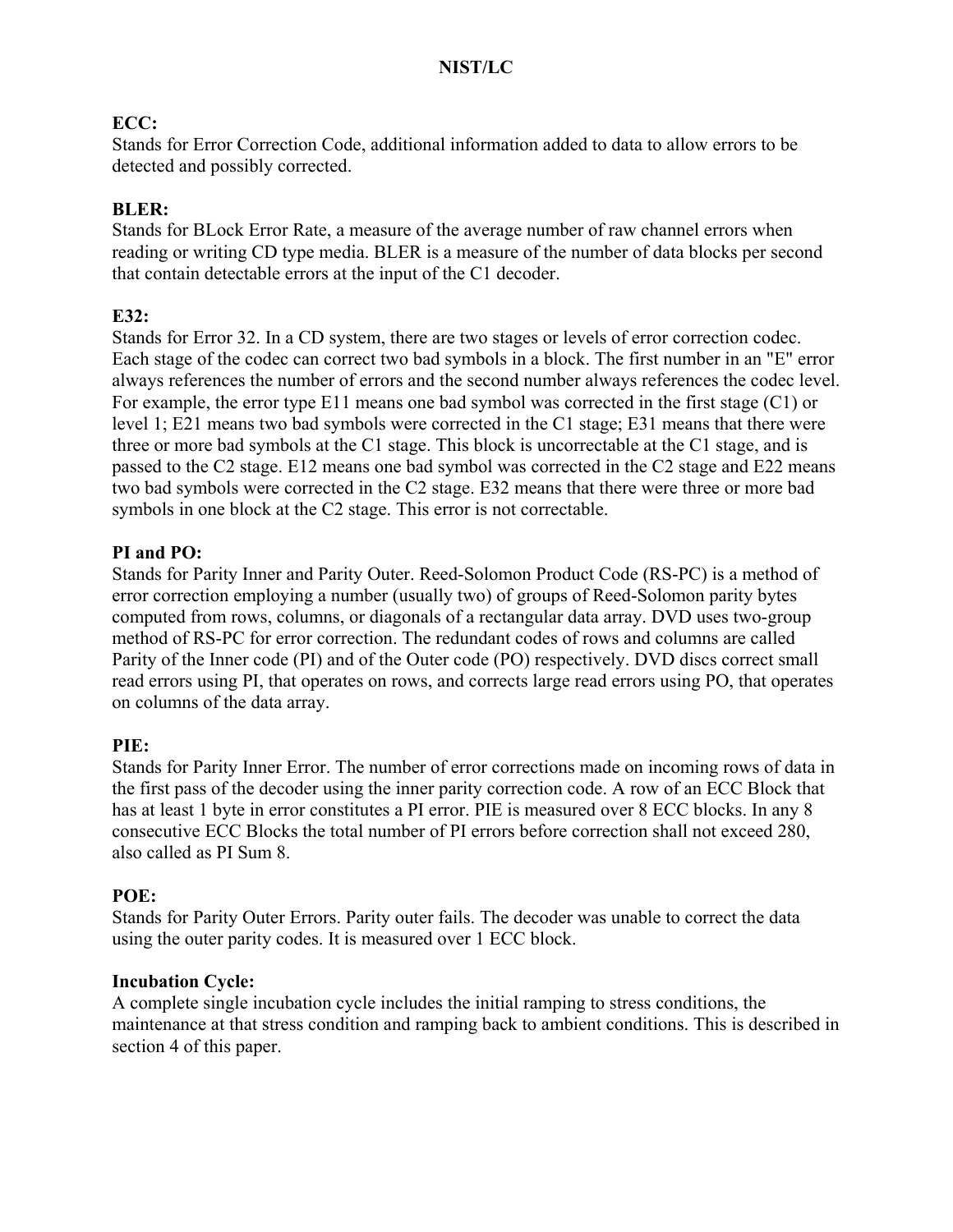**ECC:**
Stands for Error Correction Code, additional information added to data to allow errors to be detected and possibly corrected.

**BLER:**
Stands for BLock Error Rate, a measure of the average number of raw channel errors when reading or writing CD type media. BLER is a measure of the number of data blocks per second that contain detectable errors at the input of the C1 decoder.

**E32:**
Stands for Error 32. In a CD system, there are two stages or levels of error correction codec. Each stage of the codec can correct two bad symbols in a block. The first number in an "E" error always references the number of errors and the second number always references the codec level. For example, the error type E11 means one bad symbol was corrected in the first stage (C1) or level 1; E21 means two bad symbols were corrected in the C1 stage; E31 means that there were three or more bad symbols at the C1 stage. This block is uncorrectable at the C1 stage, and is passed to the C2 stage. E12 means one bad symbol was corrected in the C2 stage and E22 means two bad symbols were corrected in the C2 stage. E32 means that there were three or more bad symbols in one block at the C2 stage. This error is not correctable.

**PI and PO:**
Stands for Parity Inner and Parity Outer. Reed-Solomon Product Code (RS-PC) is a method of error correction employing a number (usually two) of groups of Reed-Solomon parity bytes computed from rows, columns, or diagonals of a rectangular data array. DVD uses two-group method of RS-PC for error correction. The redundant codes of rows and columns are called Parity of the Inner code (PI) and of the Outer code (PO) respectively. DVD discs correct small read errors using PI, that operates on rows, and corrects large read errors using PO, that operates on columns of the data array.

**PIE:**
Stands for Parity Inner Error. The number of error corrections made on incoming rows of data in the first pass of the decoder using the inner parity correction code. A row of an ECC Block that has at least 1 byte in error constitutes a PI error. PIE is measured over 8 ECC blocks. In any 8 consecutive ECC Blocks the total number of PI errors before correction shall not exceed 280, also called as PI Sum 8.

**POE:**
Stands for Parity Outer Errors. Parity outer fails. The decoder was unable to correct the data using the outer parity codes. It is measured over 1 ECC block.

**Incubation Cycle:**
A complete single incubation cycle includes the initial ramping to stress conditions, the maintenance at that stress condition and ramping back to ambient conditions. This is described in section 4 of this paper.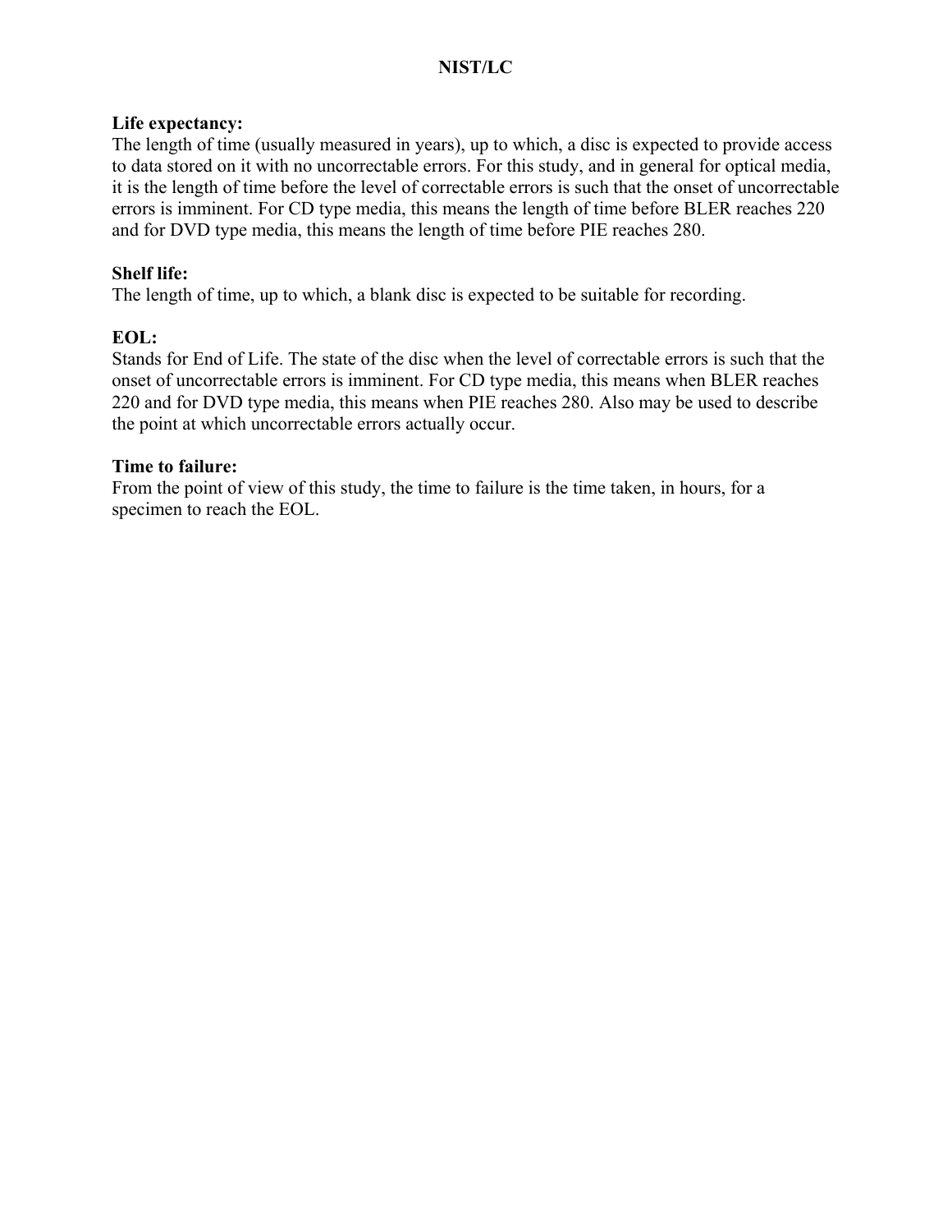**Life expectancy:**
The length of time (usually measured in years), up to which, a disc is expected to provide access to data stored on it with no uncorrectable errors. For this study, and in general for optical media, it is the length of time before the level of correctable errors is such that the onset of uncorrectable errors is imminent. For CD type media, this means the length of time before BLER reaches 220 and for DVD type media, this means the length of time before PIE reaches 280.

**Shelf life:**
The length of time, up to which, a blank disc is expected to be suitable for recording.

**EOL:**
Stands for End of Life. The state of the disc when the level of correctable errors is such that the onset of uncorrectable errors is imminent. For CD type media, this means when BLER reaches 220 and for DVD type media, this means when PIE reaches 280. Also may be used to describe the point at which uncorrectable errors actually occur.

**Time to failure:**
From the point of view of this study, the time to failure is the time taken, in hours, for a specimen to reach the EOL.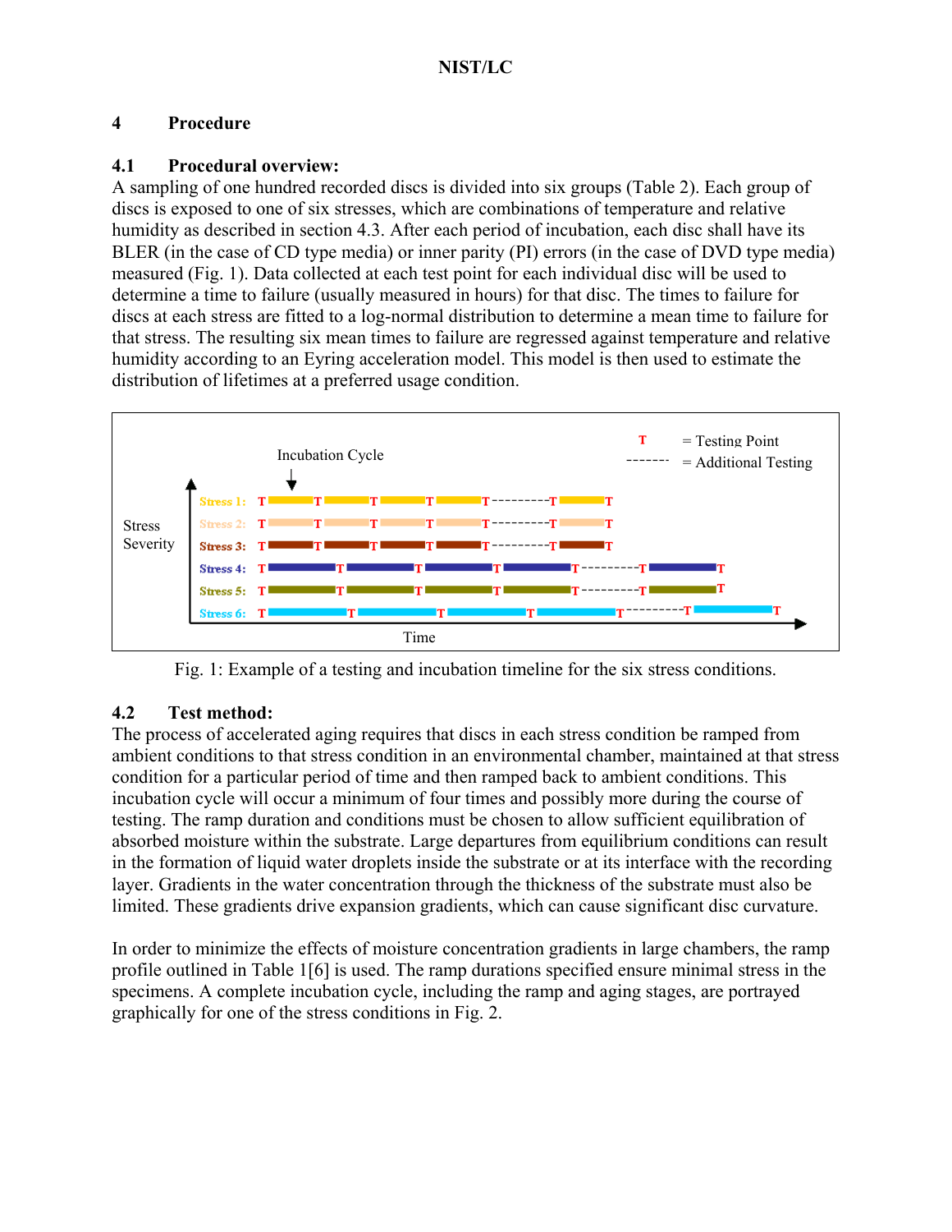## 4 Procedure

### 4.1 Procedural overview:

A sampling of one hundred recorded discs is divided into six groups (Table 2). Each group of discs is exposed to one of six stresses, which are combinations of temperature and relative humidity as described in section 4.3. After each period of incubation, each disc shall have its BLER (in the case of CD type media) or inner parity (PI) errors (in the case of DVD type media) measured (Fig. 1). Data collected at each test point for each individual disc will be used to determine a time to failure (usually measured in hours) for that disc. The times to failure for discs at each stress are fitted to a log-normal distribution to determine a mean time to failure for that stress. The resulting six mean times to failure are regressed against temperature and relative humidity according to an Eyring acceleration model. This model is then used to estimate the distribution of lifetimes at a preferred usage condition.

Fig. 1: Example of a testing and incubation timeline for the six stress conditions.

### 4.2 Test method:

The process of accelerated aging requires that discs in each stress condition be ramped from ambient conditions to that stress condition in an environmental chamber, maintained at that stress condition for a particular period of time and then ramped back to ambient conditions. This incubation cycle will occur a minimum of four times and possibly more during the course of testing. The ramp duration and conditions must be chosen to allow sufficient equilibration of absorbed moisture within the substrate. Large departures from equilibrium conditions can result in the formation of liquid water droplets inside the substrate or at its interface with the recording layer. Gradients in the water concentration through the thickness of the substrate must also be limited. These gradients drive expansion gradients, which can cause significant disc curvature.

In order to minimize the effects of moisture concentration gradients in large chambers, the ramp profile outlined in Table 1[6] is used. The ramp durations specified ensure minimal stress in the specimens. A complete incubation cycle, including the ramp and aging stages, are portrayed graphically for one of the stress conditions in Fig. 2.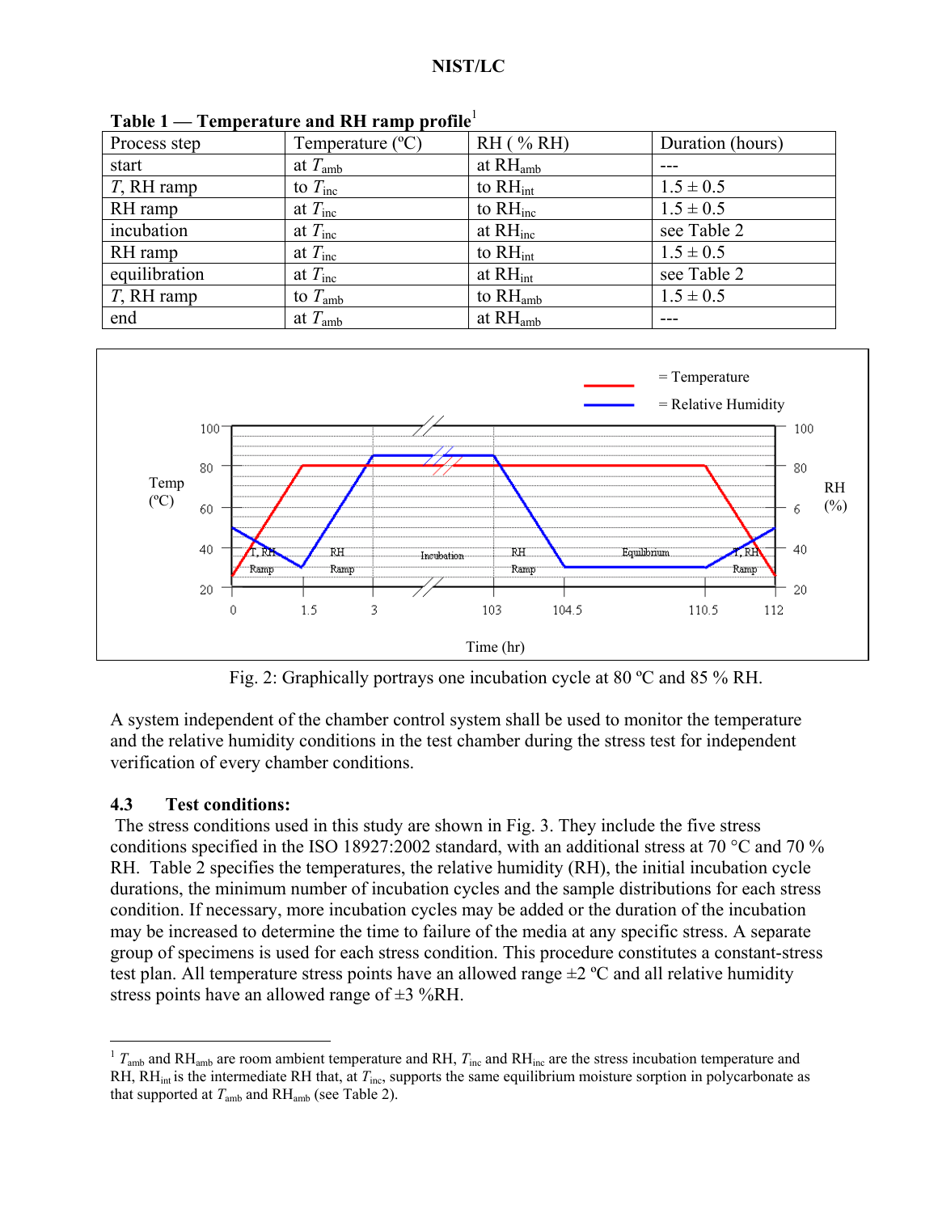**Table 1 — Temperature and RH ramp profile**[1]

| Process step | Temperature (ºC) | RH ( % RH) | Duration (hours) |
|---|---|---|---|
| start | at $T_{amb}$ | at $RH_{amb}$ | --- |
| $T$, RH ramp | to $T_{inc}$ | to $RH_{int}$ | 1.5 ± 0.5 |
| RH ramp | at $T_{inc}$ | to $RH_{inc}$ | 1.5 ± 0.5 |
| incubation | at $T_{inc}$ | at $RH_{inc}$ | see Table 2 |
| RH ramp | at $T_{inc}$ | to $RH_{int}$ | 1.5 ± 0.5 |
| equilibration | at $T_{inc}$ | at $RH_{int}$ | see Table 2 |
| $T$, RH ramp | to $T_{amb}$ | to $RH_{amb}$ | 1.5 ± 0.5 |
| end | at $T_{amb}$ | at $RH_{amb}$ | --- |

Fig. 2: Graphically portrays one incubation cycle at 80 ºC and 85 % RH.

A system independent of the chamber control system shall be used to monitor the temperature and the relative humidity conditions in the test chamber during the stress test for independent verification of every chamber conditions.

### 4.3 Test conditions:

The stress conditions used in this study are shown in Fig. 3. They include the five stress conditions specified in the ISO 18927:2002 standard, with an additional stress at 70 °C and 70 % RH. Table 2 specifies the temperatures, the relative humidity (RH), the initial incubation cycle durations, the minimum number of incubation cycles and the sample distributions for each stress condition. If necessary, more incubation cycles may be added or the duration of the incubation may be increased to determine the time to failure of the media at any specific stress. A separate group of specimens is used for each stress condition. This procedure constitutes a constant-stress test plan. All temperature stress points have an allowed range ±2 ºC and all relative humidity stress points have an allowed range of ±3 %RH.

---

[1] $T_{amb}$ and $RH_{amb}$ are room ambient temperature and RH, $T_{inc}$ and $RH_{inc}$ are the stress incubation temperature and RH, $RH_{int}$ is the intermediate RH that, at $T_{inc}$, supports the same equilibrium moisture sorption in polycarbonate as that supported at $T_{amb}$ and $RH_{amb}$ (see Table 2).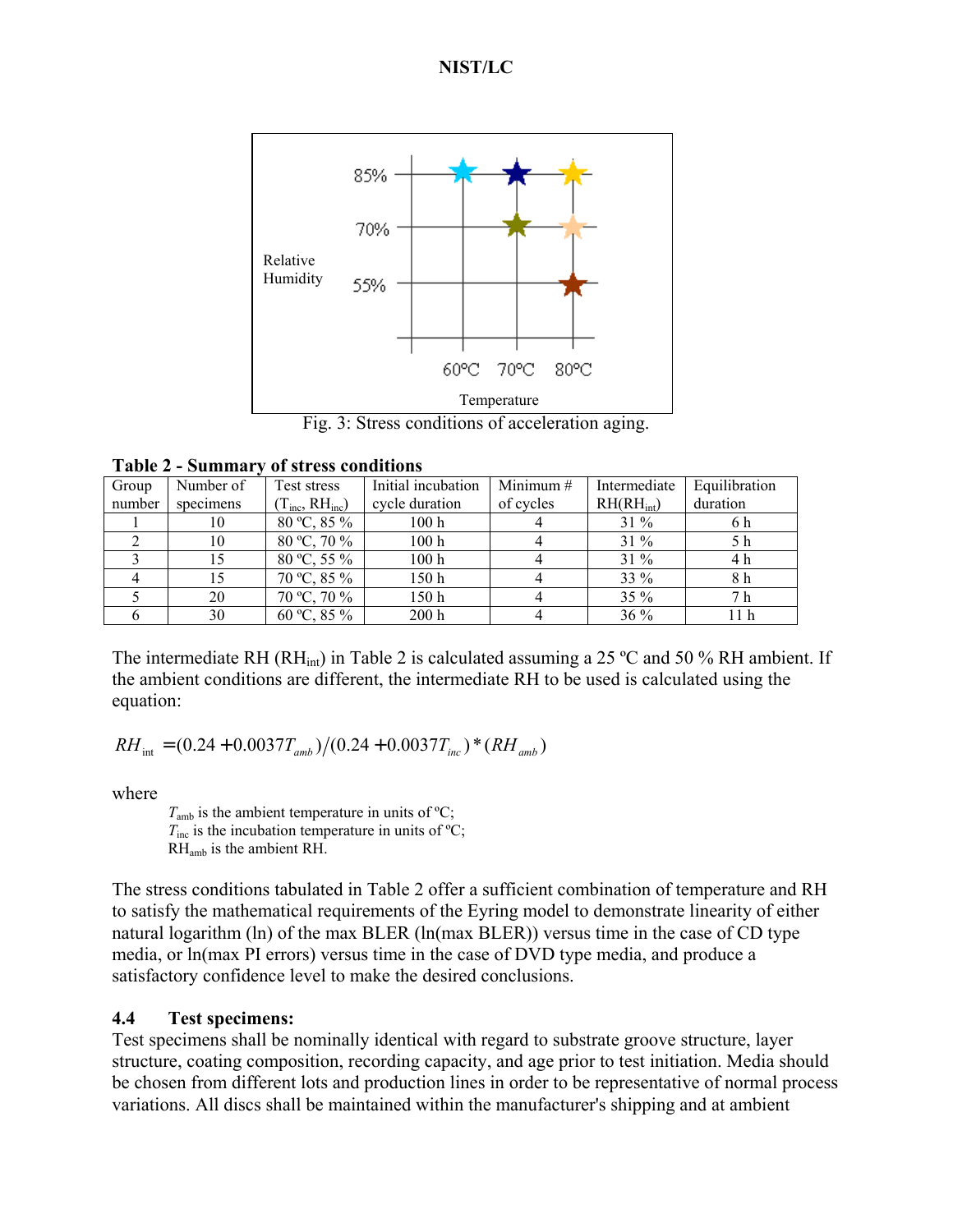Fig. 3: Stress conditions of acceleration aging.

**Table 2 - Summary of stress conditions**

| Group number | Number of specimens | Test stress ($T_{inc}$, $RH_{inc}$) | Initial incubation cycle duration | Minimum # of cycles | Intermediate RH($RH_{int}$) | Equilibration duration |
|---|---|---|---|---|---|---|
| 1 | 10 | 80 ºC, 85 % | 100 h | 4 | 31 % | 6 h |
| 2 | 10 | 80 ºC, 70 % | 100 h | 4 | 31 % | 5 h |
| 3 | 15 | 80 ºC, 55 % | 100 h | 4 | 31 % | 4 h |
| 4 | 15 | 70 ºC, 85 % | 150 h | 4 | 33 % | 8 h |
| 5 | 20 | 70 ºC, 70 % | 150 h | 4 | 35 % | 7 h |
| 6 | 30 | 60 ºC, 85 % | 200 h | 4 | 36 % | 11 h |

The intermediate RH ($RH_{int}$) in Table 2 is calculated assuming a 25 ºC and 50 % RH ambient. If the ambient conditions are different, the intermediate RH to be used is calculated using the equation:

$$RH_{int} = (0.24 + 0.0037T_{amb})/(0.24 + 0.0037T_{inc}) * (RH_{amb})$$

where

$T_{amb}$ is the ambient temperature in units of ºC;
$T_{inc}$ is the incubation temperature in units of ºC;
$RH_{amb}$ is the ambient RH.

The stress conditions tabulated in Table 2 offer a sufficient combination of temperature and RH to satisfy the mathematical requirements of the Eyring model to demonstrate linearity of either natural logarithm (ln) of the max BLER (ln(max BLER)) versus time in the case of CD type media, or ln(max PI errors) versus time in the case of DVD type media, and produce a satisfactory confidence level to make the desired conclusions.

### 4.4 Test specimens:

Test specimens shall be nominally identical with regard to substrate groove structure, layer structure, coating composition, recording capacity, and age prior to test initiation. Media should be chosen from different lots and production lines in order to be representative of normal process variations. All discs shall be maintained within the manufacturer's shipping and at ambient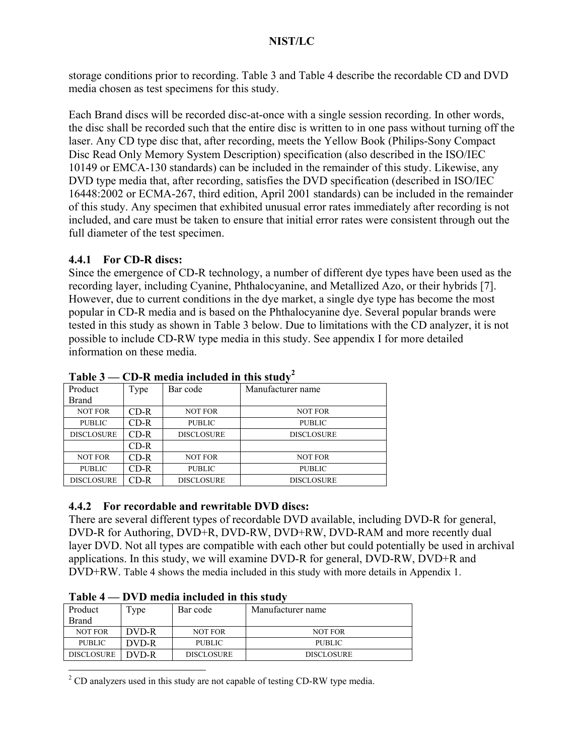storage conditions prior to recording. Table 3 and Table 4 describe the recordable CD and DVD media chosen as test specimens for this study.

Each Brand discs will be recorded disc-at-once with a single session recording. In other words, the disc shall be recorded such that the entire disc is written to in one pass without turning off the laser. Any CD type disc that, after recording, meets the Yellow Book (Philips-Sony Compact Disc Read Only Memory System Description) specification (also described in the ISO/IEC 10149 or EMCA-130 standards) can be included in the remainder of this study. Likewise, any DVD type media that, after recording, satisfies the DVD specification (described in ISO/IEC 16448:2002 or ECMA-267, third edition, April 2001 standards) can be included in the remainder of this study. Any specimen that exhibited unusual error rates immediately after recording is not included, and care must be taken to ensure that initial error rates were consistent through out the full diameter of the test specimen.

### 4.4.1 For CD-R discs:

Since the emergence of CD-R technology, a number of different dye types have been used as the recording layer, including Cyanine, Phthalocyanine, and Metallized Azo, or their hybrids [7]. However, due to current conditions in the dye market, a single dye type has become the most popular in CD-R media and is based on the Phthalocyanine dye. Several popular brands were tested in this study as shown in Table 3 below. Due to limitations with the CD analyzer, it is not possible to include CD-RW type media in this study. See appendix I for more detailed information on these media.

**Table 3 — CD-R media included in this study[2]**

| Product Brand | Type | Bar code | Manufacturer name |
|---|---|---|---|
| NOT FOR | CD-R | NOT FOR | NOT FOR |
| PUBLIC | CD-R | PUBLIC | PUBLIC |
| DISCLOSURE | CD-R | DISCLOSURE | DISCLOSURE |
| | CD-R | | |
| NOT FOR | CD-R | NOT FOR | NOT FOR |
| PUBLIC | CD-R | PUBLIC | PUBLIC |
| DISCLOSURE | CD-R | DISCLOSURE | DISCLOSURE |

### 4.4.2 For recordable and rewritable DVD discs:

There are several different types of recordable DVD available, including DVD-R for general, DVD-R for Authoring, DVD+R, DVD-RW, DVD+RW, DVD-RAM and more recently dual layer DVD. Not all types are compatible with each other but could potentially be used in archival applications. In this study, we will examine DVD-R for general, DVD-RW, DVD+R and DVD+RW. Table 4 shows the media included in this study with more details in Appendix 1.

**Table 4 — DVD media included in this study**

| Product Brand | Type | Bar code | Manufacturer name |
|---|---|---|---|
| NOT FOR | DVD-R | NOT FOR | NOT FOR |
| PUBLIC | DVD-R | PUBLIC | PUBLIC |
| DISCLOSURE | DVD-R | DISCLOSURE | DISCLOSURE |

[2] CD analyzers used in this study are not capable of testing CD-RW type media.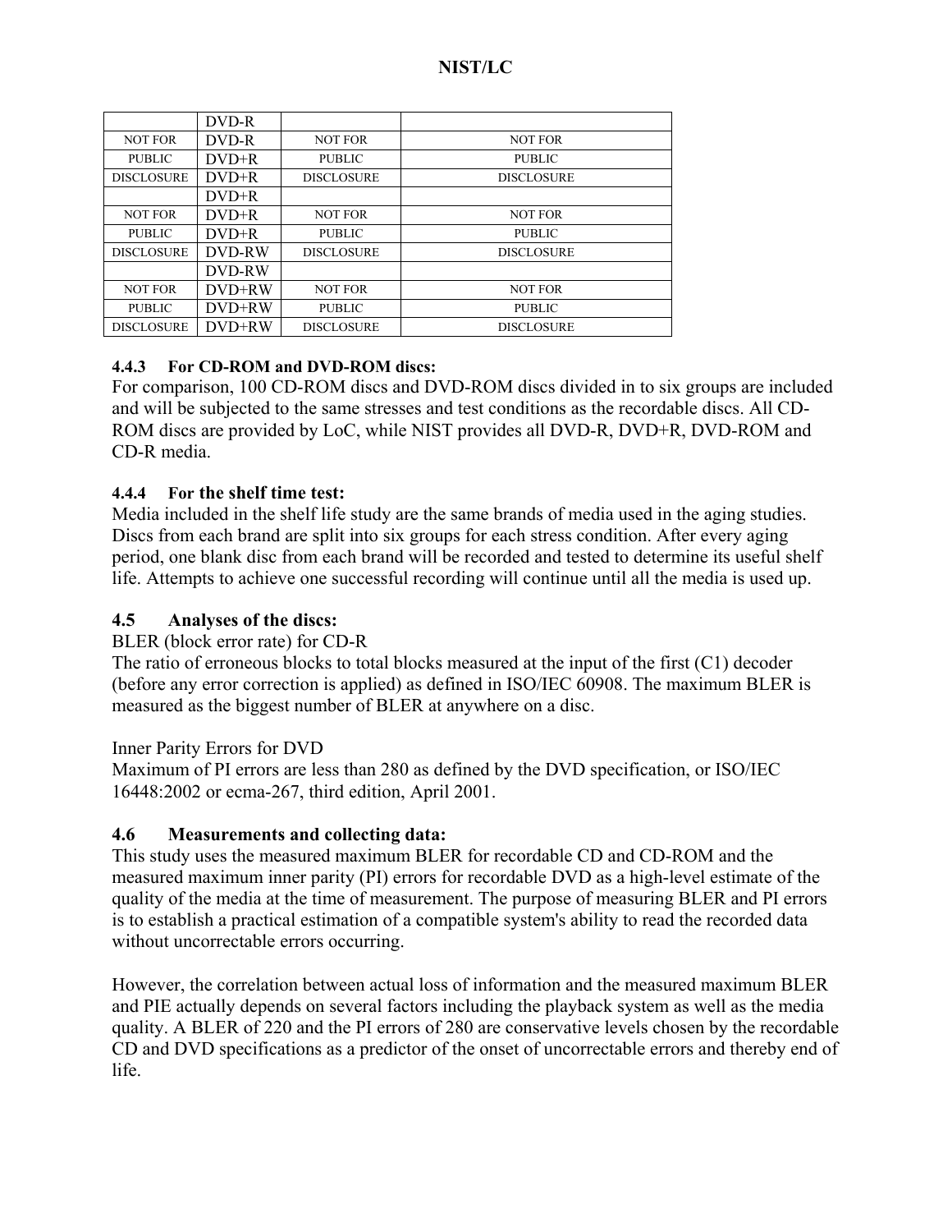| | DVD-R | | |
|---|---|---|---|
| NOT FOR | DVD-R | NOT FOR | NOT FOR |
| PUBLIC | DVD+R | PUBLIC | PUBLIC |
| DISCLOSURE | DVD+R | DISCLOSURE | DISCLOSURE |
| | DVD+R | | |
| NOT FOR | DVD+R | NOT FOR | NOT FOR |
| PUBLIC | DVD+R | PUBLIC | PUBLIC |
| DISCLOSURE | DVD-RW | DISCLOSURE | DISCLOSURE |
| | DVD-RW | | |
| NOT FOR | DVD+RW | NOT FOR | NOT FOR |
| PUBLIC | DVD+RW | PUBLIC | PUBLIC |
| DISCLOSURE | DVD+RW | DISCLOSURE | DISCLOSURE |

#### 4.4.3 For CD-ROM and DVD-ROM discs:

For comparison, 100 CD-ROM discs and DVD-ROM discs divided in to six groups are included and will be subjected to the same stresses and test conditions as the recordable discs. All CD-ROM discs are provided by LoC, while NIST provides all DVD-R, DVD+R, DVD-ROM and CD-R media.

#### 4.4.4 For the shelf time test:

Media included in the shelf life study are the same brands of media used in the aging studies. Discs from each brand are split into six groups for each stress condition. After every aging period, one blank disc from each brand will be recorded and tested to determine its useful shelf life. Attempts to achieve one successful recording will continue until all the media is used up.

### 4.5 Analyses of the discs:

BLER (block error rate) for CD-R

The ratio of erroneous blocks to total blocks measured at the input of the first (C1) decoder (before any error correction is applied) as defined in ISO/IEC 60908. The maximum BLER is measured as the biggest number of BLER at anywhere on a disc.

Inner Parity Errors for DVD

Maximum of PI errors are less than 280 as defined by the DVD specification, or ISO/IEC 16448:2002 or ecma-267, third edition, April 2001.

### 4.6 Measurements and collecting data:

This study uses the measured maximum BLER for recordable CD and CD-ROM and the measured maximum inner parity (PI) errors for recordable DVD as a high-level estimate of the quality of the media at the time of measurement. The purpose of measuring BLER and PI errors is to establish a practical estimation of a compatible system's ability to read the recorded data without uncorrectable errors occurring.

However, the correlation between actual loss of information and the measured maximum BLER and PIE actually depends on several factors including the playback system as well as the media quality. A BLER of 220 and the PI errors of 280 are conservative levels chosen by the recordable CD and DVD specifications as a predictor of the onset of uncorrectable errors and thereby end of life.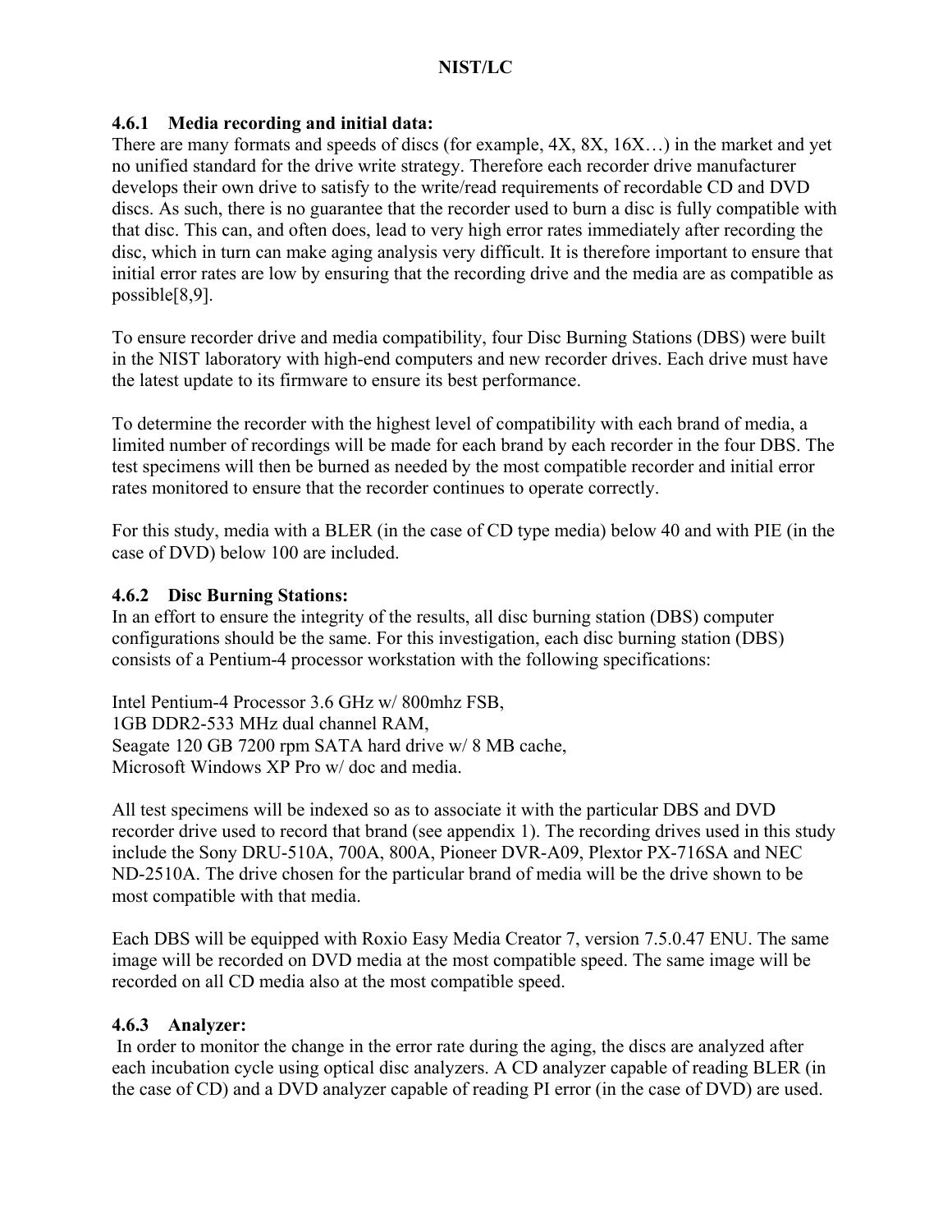#### 4.6.1 Media recording and initial data:

There are many formats and speeds of discs (for example, 4X, 8X, 16X…) in the market and yet no unified standard for the drive write strategy. Therefore each recorder drive manufacturer develops their own drive to satisfy to the write/read requirements of recordable CD and DVD discs. As such, there is no guarantee that the recorder used to burn a disc is fully compatible with that disc. This can, and often does, lead to very high error rates immediately after recording the disc, which in turn can make aging analysis very difficult. It is therefore important to ensure that initial error rates are low by ensuring that the recording drive and the media are as compatible as possible[8,9].

To ensure recorder drive and media compatibility, four Disc Burning Stations (DBS) were built in the NIST laboratory with high-end computers and new recorder drives. Each drive must have the latest update to its firmware to ensure its best performance.

To determine the recorder with the highest level of compatibility with each brand of media, a limited number of recordings will be made for each brand by each recorder in the four DBS. The test specimens will then be burned as needed by the most compatible recorder and initial error rates monitored to ensure that the recorder continues to operate correctly.

For this study, media with a BLER (in the case of CD type media) below 40 and with PIE (in the case of DVD) below 100 are included.

#### 4.6.2 Disc Burning Stations:

In an effort to ensure the integrity of the results, all disc burning station (DBS) computer configurations should be the same. For this investigation, each disc burning station (DBS) consists of a Pentium-4 processor workstation with the following specifications:

Intel Pentium-4 Processor 3.6 GHz w/ 800mhz FSB,
1GB DDR2-533 MHz dual channel RAM,
Seagate 120 GB 7200 rpm SATA hard drive w/ 8 MB cache,
Microsoft Windows XP Pro w/ doc and media.

All test specimens will be indexed so as to associate it with the particular DBS and DVD recorder drive used to record that brand (see appendix 1). The recording drives used in this study include the Sony DRU-510A, 700A, 800A, Pioneer DVR-A09, Plextor PX-716SA and NEC ND-2510A. The drive chosen for the particular brand of media will be the drive shown to be most compatible with that media.

Each DBS will be equipped with Roxio Easy Media Creator 7, version 7.5.0.47 ENU. The same image will be recorded on DVD media at the most compatible speed. The same image will be recorded on all CD media also at the most compatible speed.

#### 4.6.3 Analyzer:

In order to monitor the change in the error rate during the aging, the discs are analyzed after each incubation cycle using optical disc analyzers. A CD analyzer capable of reading BLER (in the case of CD) and a DVD analyzer capable of reading PI error (in the case of DVD) are used.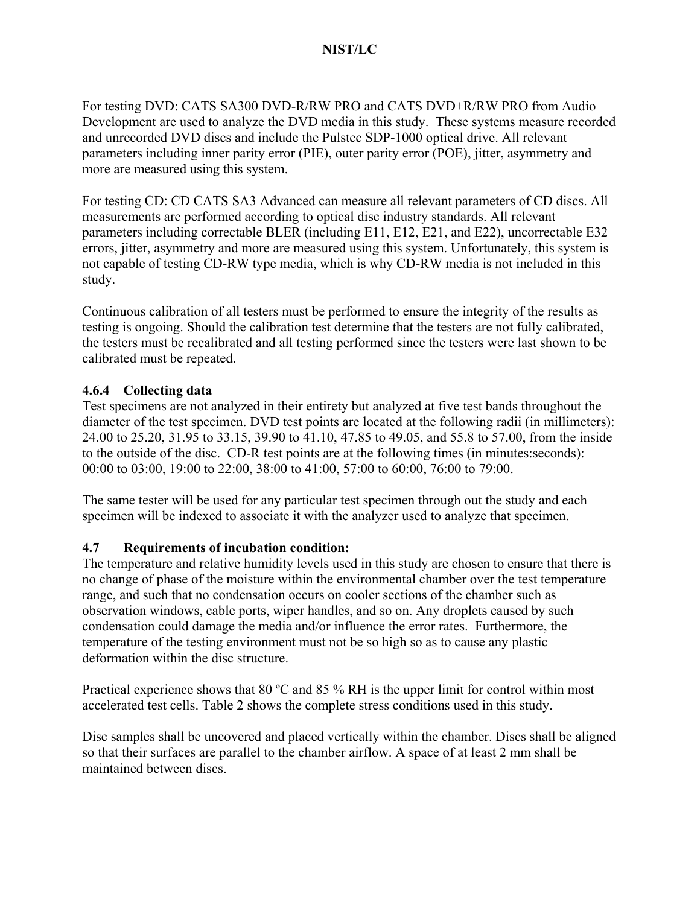For testing DVD: CATS SA300 DVD-R/RW PRO and CATS DVD+R/RW PRO from Audio Development are used to analyze the DVD media in this study. These systems measure recorded and unrecorded DVD discs and include the Pulstec SDP-1000 optical drive. All relevant parameters including inner parity error (PIE), outer parity error (POE), jitter, asymmetry and more are measured using this system.

For testing CD: CD CATS SA3 Advanced can measure all relevant parameters of CD discs. All measurements are performed according to optical disc industry standards. All relevant parameters including correctable BLER (including E11, E12, E21, and E22), uncorrectable E32 errors, jitter, asymmetry and more are measured using this system. Unfortunately, this system is not capable of testing CD-RW type media, which is why CD-RW media is not included in this study.

Continuous calibration of all testers must be performed to ensure the integrity of the results as testing is ongoing. Should the calibration test determine that the testers are not fully calibrated, the testers must be recalibrated and all testing performed since the testers were last shown to be calibrated must be repeated.

#### 4.6.4 Collecting data

Test specimens are not analyzed in their entirety but analyzed at five test bands throughout the diameter of the test specimen. DVD test points are located at the following radii (in millimeters): 24.00 to 25.20, 31.95 to 33.15, 39.90 to 41.10, 47.85 to 49.05, and 55.8 to 57.00, from the inside to the outside of the disc. CD-R test points are at the following times (in minutes:seconds): 00:00 to 03:00, 19:00 to 22:00, 38:00 to 41:00, 57:00 to 60:00, 76:00 to 79:00.

The same tester will be used for any particular test specimen through out the study and each specimen will be indexed to associate it with the analyzer used to analyze that specimen.

### 4.7 Requirements of incubation condition:

The temperature and relative humidity levels used in this study are chosen to ensure that there is no change of phase of the moisture within the environmental chamber over the test temperature range, and such that no condensation occurs on cooler sections of the chamber such as observation windows, cable ports, wiper handles, and so on. Any droplets caused by such condensation could damage the media and/or influence the error rates. Furthermore, the temperature of the testing environment must not be so high so as to cause any plastic deformation within the disc structure.

Practical experience shows that 80 ºC and 85 % RH is the upper limit for control within most accelerated test cells. Table 2 shows the complete stress conditions used in this study.

Disc samples shall be uncovered and placed vertically within the chamber. Discs shall be aligned so that their surfaces are parallel to the chamber airflow. A space of at least 2 mm shall be maintained between discs.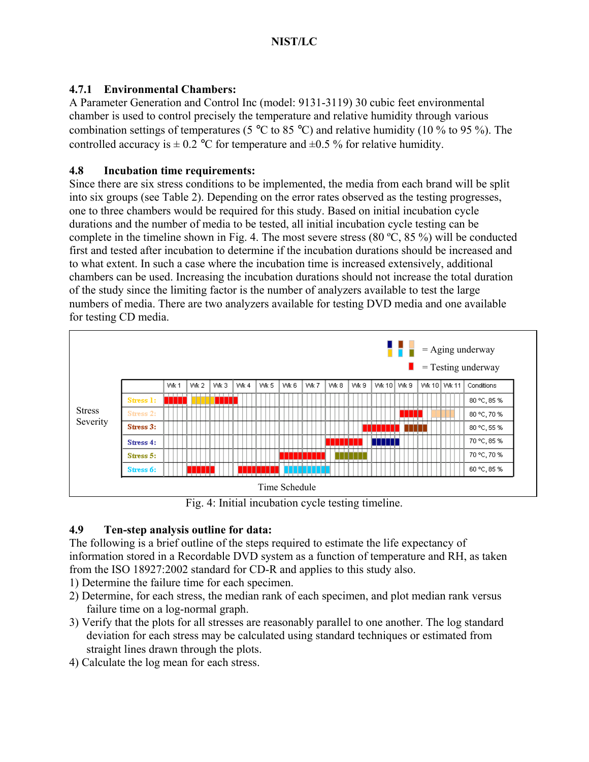### 4.7.1 Environmental Chambers:

A Parameter Generation and Control Inc (model: 9131-3119) 30 cubic feet environmental chamber is used to control precisely the temperature and relative humidity through various combination settings of temperatures (5 °C to 85 °C) and relative humidity (10 % to 95 %). The controlled accuracy is ± 0.2 °C for temperature and ±0.5 % for relative humidity.

## 4.8 Incubation time requirements:

Since there are six stress conditions to be implemented, the media from each brand will be split into six groups (see Table 2). Depending on the error rates observed as the testing progresses, one to three chambers would be required for this study. Based on initial incubation cycle durations and the number of media to be tested, all initial incubation cycle testing can be complete in the timeline shown in Fig. 4. The most severe stress (80 ºC, 85 %) will be conducted first and tested after incubation to determine if the incubation durations should be increased and to what extent. In such a case where the incubation time is increased extensively, additional chambers can be used. Increasing the incubation durations should not increase the total duration of the study since the limiting factor is the number of analyzers available to test the large numbers of media. There are two analyzers available for testing DVD media and one available for testing CD media.

= Aging underway

= Testing underway

| Stress Severity | Conditions |
|---|---|
| Stress 1: | 80 °C, 85 % |
| Stress 2: | 80 °C, 70 % |
| Stress 3: | 80 °C, 55 % |
| Stress 4: | 70 °C, 85 % |
| Stress 5: | 70 °C, 70 % |
| Stress 6: | 60 °C, 85 % |

Time Schedule (Wk 1, Wk 2, Wk 3, Wk 4, Wk 5, Wk 6, Wk 7, Wk 8, Wk 9, Wk 10, Wk 9, Wk 10, Wk 11)

Fig. 4: Initial incubation cycle testing timeline.

## 4.9 Ten-step analysis outline for data:

The following is a brief outline of the steps required to estimate the life expectancy of information stored in a Recordable DVD system as a function of temperature and RH, as taken from the ISO 18927:2002 standard for CD-R and applies to this study also.

1) Determine the failure time for each specimen.
2) Determine, for each stress, the median rank of each specimen, and plot median rank versus failure time on a log-normal graph.
3) Verify that the plots for all stresses are reasonably parallel to one another. The log standard deviation for each stress may be calculated using standard techniques or estimated from straight lines drawn through the plots.
4) Calculate the log mean for each stress.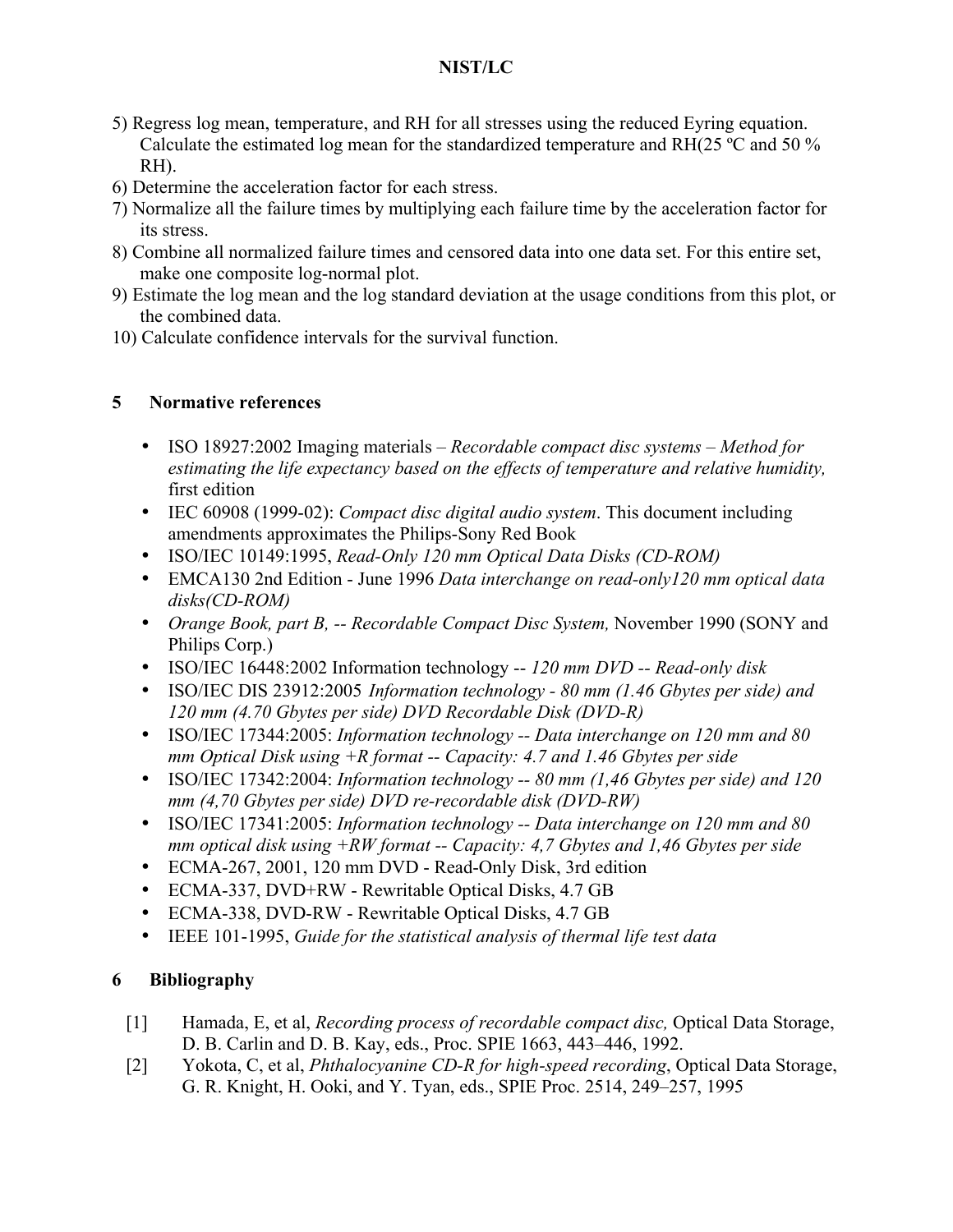5) Regress log mean, temperature, and RH for all stresses using the reduced Eyring equation. Calculate the estimated log mean for the standardized temperature and RH(25 ºC and 50 % RH).
6) Determine the acceleration factor for each stress.
7) Normalize all the failure times by multiplying each failure time by the acceleration factor for its stress.
8) Combine all normalized failure times and censored data into one data set. For this entire set, make one composite log-normal plot.
9) Estimate the log mean and the log standard deviation at the usage conditions from this plot, or the combined data.
10) Calculate confidence intervals for the survival function.

## 5 Normative references

- ISO 18927:2002 Imaging materials – *Recordable compact disc systems – Method for estimating the life expectancy based on the effects of temperature and relative humidity,* first edition
- IEC 60908 (1999-02): *Compact disc digital audio system*. This document including amendments approximates the Philips-Sony Red Book
- ISO/IEC 10149:1995, *Read-Only 120 mm Optical Data Disks (CD-ROM)*
- EMCA130 2nd Edition - June 1996 *Data interchange on read-only120 mm optical data disks(CD-ROM)*
- *Orange Book, part B, -- Recordable Compact Disc System,* November 1990 (SONY and Philips Corp.)
- ISO/IEC 16448:2002 Information technology -- *120 mm DVD -- Read-only disk*
- ISO/IEC DIS 23912:2005 *Information technology - 80 mm (1.46 Gbytes per side) and 120 mm (4.70 Gbytes per side) DVD Recordable Disk (DVD-R)*
- ISO/IEC 17344:2005: *Information technology -- Data interchange on 120 mm and 80 mm Optical Disk using +R format -- Capacity: 4.7 and 1.46 Gbytes per side*
- ISO/IEC 17342:2004: *Information technology -- 80 mm (1,46 Gbytes per side) and 120 mm (4,70 Gbytes per side) DVD re-recordable disk (DVD-RW)*
- ISO/IEC 17341:2005: *Information technology -- Data interchange on 120 mm and 80 mm optical disk using +RW format -- Capacity: 4,7 Gbytes and 1,46 Gbytes per side*
- ECMA-267, 2001, 120 mm DVD - Read-Only Disk, 3rd edition
- ECMA-337, DVD+RW - Rewritable Optical Disks, 4.7 GB
- ECMA-338, DVD-RW - Rewritable Optical Disks, 4.7 GB
- IEEE 101-1995, *Guide for the statistical analysis of thermal life test data*

## 6 Bibliography

[1] Hamada, E, et al, *Recording process of recordable compact disc,* Optical Data Storage, D. B. Carlin and D. B. Kay, eds., Proc. SPIE 1663, 443–446, 1992.

[2] Yokota, C, et al, *Phthalocyanine CD-R for high-speed recording*, Optical Data Storage, G. R. Knight, H. Ooki, and Y. Tyan, eds., SPIE Proc. 2514, 249–257, 1995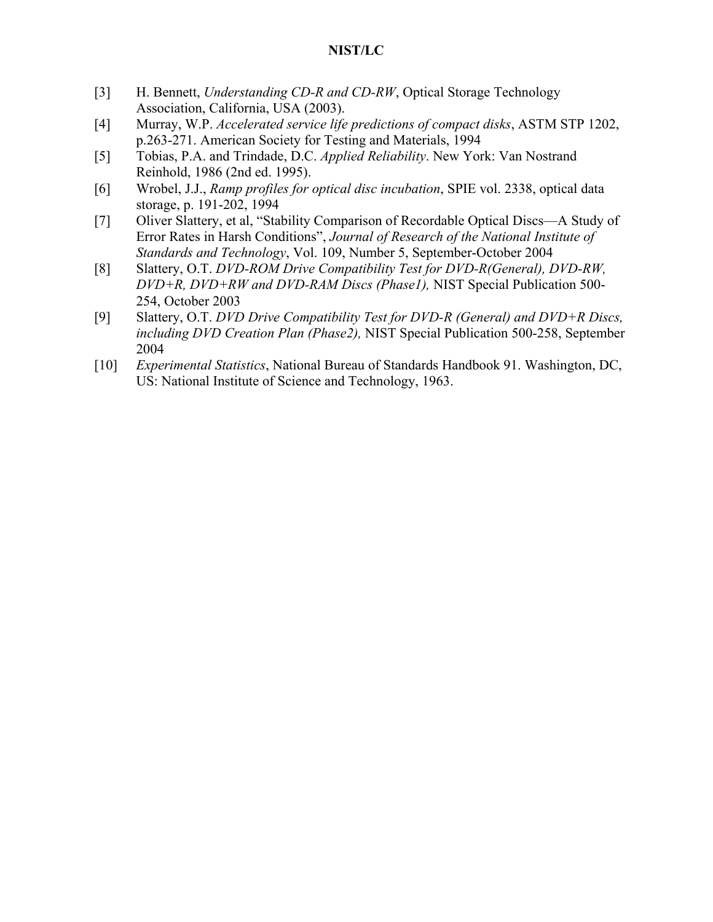[3] H. Bennett, *Understanding CD-R and CD-RW*, Optical Storage Technology Association, California, USA (2003).

[4] Murray, W.P. *Accelerated service life predictions of compact disks*, ASTM STP 1202, p.263-271. American Society for Testing and Materials, 1994

[5] Tobias, P.A. and Trindade, D.C. *Applied Reliability*. New York: Van Nostrand Reinhold, 1986 (2nd ed. 1995).

[6] Wrobel, J.J., *Ramp profiles for optical disc incubation*, SPIE vol. 2338, optical data storage, p. 191-202, 1994

[7] Oliver Slattery, et al, "Stability Comparison of Recordable Optical Discs—A Study of Error Rates in Harsh Conditions", *Journal of Research of the National Institute of Standards and Technology*, Vol. 109, Number 5, September-October 2004

[8] Slattery, O.T. *DVD-ROM Drive Compatibility Test for DVD-R(General), DVD-RW, DVD+R, DVD+RW and DVD-RAM Discs (Phase1),* NIST Special Publication 500-254, October 2003

[9] Slattery, O.T. *DVD Drive Compatibility Test for DVD-R (General) and DVD+R Discs, including DVD Creation Plan (Phase2),* NIST Special Publication 500-258, September 2004

[10] *Experimental Statistics*, National Bureau of Standards Handbook 91. Washington, DC, US: National Institute of Science and Technology, 1963.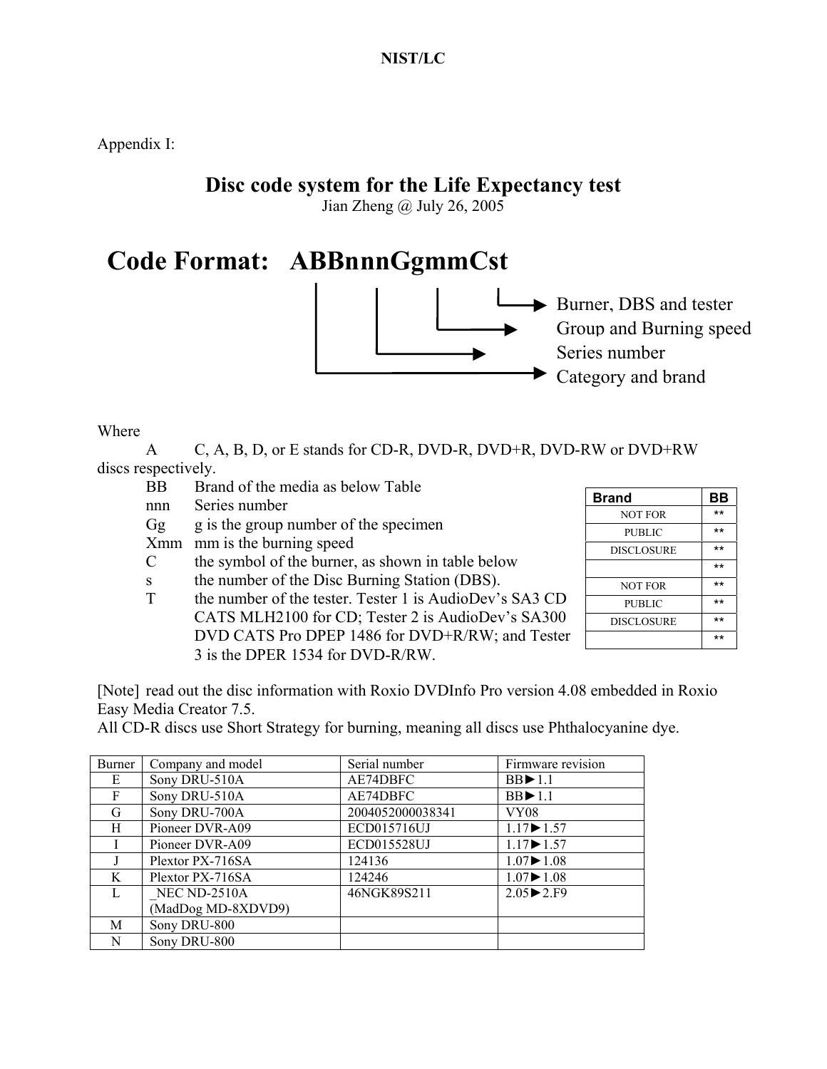Appendix I:

# Disc code system for the Life Expectancy test

Jian Zheng @ July 26, 2005

## Code Format: ABBnnnGgmmCst

- Burner, DBS and tester
- Group and Burning speed
- Series number
- Category and brand

Where

- A C, A, B, D, or E stands for CD-R, DVD-R, DVD+R, DVD-RW or DVD+RW discs respectively.
- BB Brand of the media as below Table
- nnn Series number
- Gg g is the group number of the specimen
- Xmm mm is the burning speed
- C the symbol of the burner, as shown in table below
- s the number of the Disc Burning Station (DBS).
- T the number of the tester. Tester 1 is AudioDev's SA3 CD CATS MLH2100 for CD; Tester 2 is AudioDev's SA300 DVD CATS Pro DPEP 1486 for DVD+R/RW; and Tester 3 is the DPER 1534 for DVD-R/RW.

| Brand | BB |
|---|---|
| NOT FOR | ** |
| PUBLIC | ** |
| DISCLOSURE | ** |
| | ** |
| NOT FOR | ** |
| PUBLIC | ** |
| DISCLOSURE | ** |
| | ** |

[Note] read out the disc information with Roxio DVDInfo Pro version 4.08 embedded in Roxio Easy Media Creator 7.5.
All CD-R discs use Short Strategy for burning, meaning all discs use Phthalocyanine dye.

| Burner | Company and model | Serial number | Firmware revision |
|---|---|---|---|
| E | Sony DRU-510A | AE74DBFC | BB►1.1 |
| F | Sony DRU-510A | AE74DBFC | BB►1.1 |
| G | Sony DRU-700A | 2004052000038341 | VY08 |
| H | Pioneer DVR-A09 | ECD015716UJ | 1.17►1.57 |
| I | Pioneer DVR-A09 | ECD015528UJ | 1.17►1.57 |
| J | Plextor PX-716SA | 124136 | 1.07►1.08 |
| K | Plextor PX-716SA | 124246 | 1.07►1.08 |
| L | _NEC ND-2510A (MadDog MD-8XDVD9) | 46NGK89S211 | 2.05►2.F9 |
| M | Sony DRU-800 | | |
| N | Sony DRU-800 | | |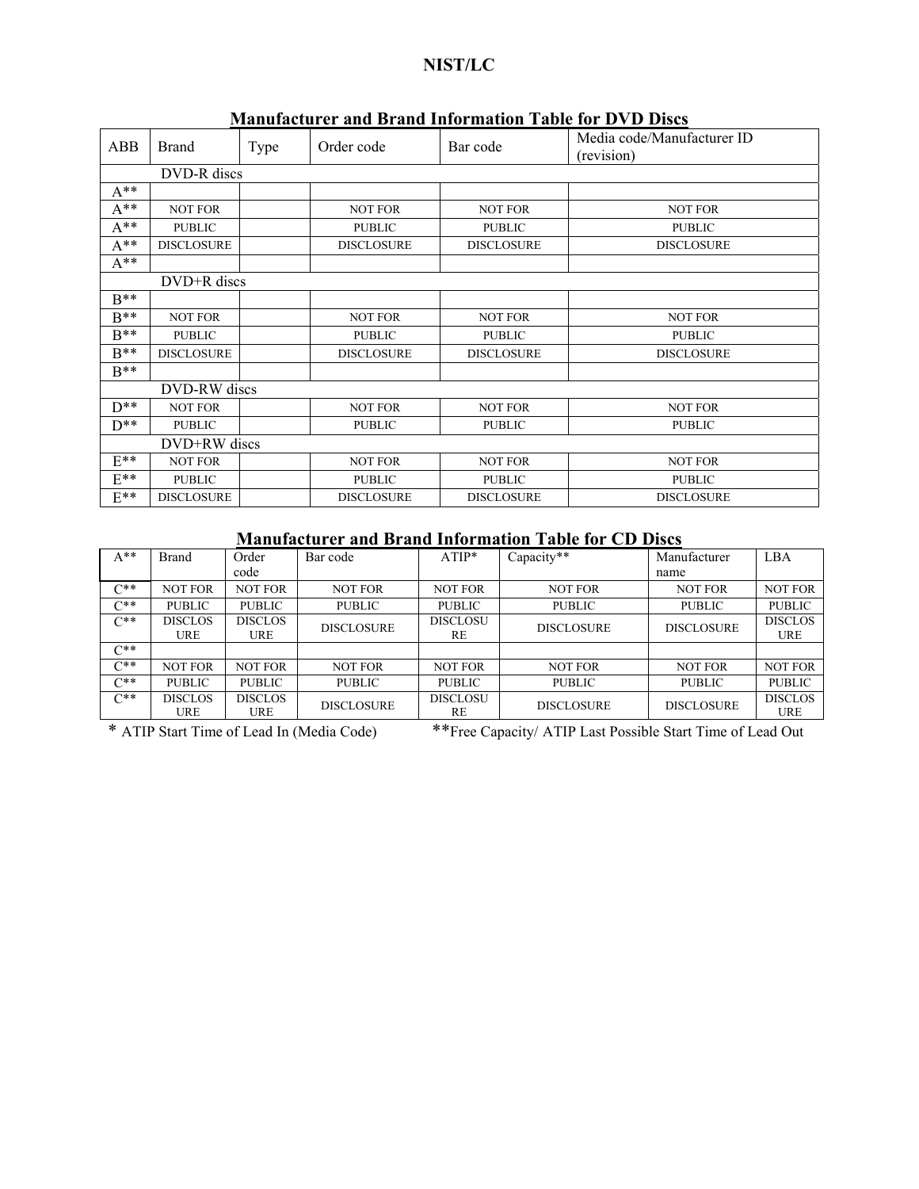## Manufacturer and Brand Information Table for DVD Discs

| ABB | Brand | Type | Order code | Bar code | Media code/Manufacturer ID (revision) |
|---|---|---|---|---|---|
| | DVD-R discs | | | | |
| A** | | | | | |
| A** | NOT FOR | | NOT FOR | NOT FOR | NOT FOR |
| A** | PUBLIC | | PUBLIC | PUBLIC | PUBLIC |
| A** | DISCLOSURE | | DISCLOSURE | DISCLOSURE | DISCLOSURE |
| A** | | | | | |
| | DVD+R discs | | | | |
| B** | | | | | |
| B** | NOT FOR | | NOT FOR | NOT FOR | NOT FOR |
| B** | PUBLIC | | PUBLIC | PUBLIC | PUBLIC |
| B** | DISCLOSURE | | DISCLOSURE | DISCLOSURE | DISCLOSURE |
| B** | | | | | |
| | DVD-RW discs | | | | |
| D** | NOT FOR | | NOT FOR | NOT FOR | NOT FOR |
| D** | PUBLIC | | PUBLIC | PUBLIC | PUBLIC |
| | DVD+RW discs | | | | |
| E** | NOT FOR | | NOT FOR | NOT FOR | NOT FOR |
| E** | PUBLIC | | PUBLIC | PUBLIC | PUBLIC |
| E** | DISCLOSURE | | DISCLOSURE | DISCLOSURE | DISCLOSURE |

## Manufacturer and Brand Information Table for CD Discs

| A** | Brand | Order code | Bar code | ATIP* | Capacity** | Manufacturer name | LBA |
|---|---|---|---|---|---|---|---|
| C** | NOT FOR | NOT FOR | NOT FOR | NOT FOR | NOT FOR | NOT FOR | NOT FOR |
| C** | PUBLIC | PUBLIC | PUBLIC | PUBLIC | PUBLIC | PUBLIC | PUBLIC |
| C** | DISCLOSURE | DISCLOSURE | DISCLOSURE | DISCLOSURE | DISCLOSURE | DISCLOSURE | DISCLOSURE |
| C** | | | | | | | |
| C** | NOT FOR | NOT FOR | NOT FOR | NOT FOR | NOT FOR | NOT FOR | NOT FOR |
| C** | PUBLIC | PUBLIC | PUBLIC | PUBLIC | PUBLIC | PUBLIC | PUBLIC |
| C** | DISCLOSURE | DISCLOSURE | DISCLOSURE | DISCLOSURE | DISCLOSURE | DISCLOSURE | DISCLOSURE |

\* ATIP Start Time of Lead In (Media Code) **Free Capacity/ ATIP Last Possible Start Time of Lead Out